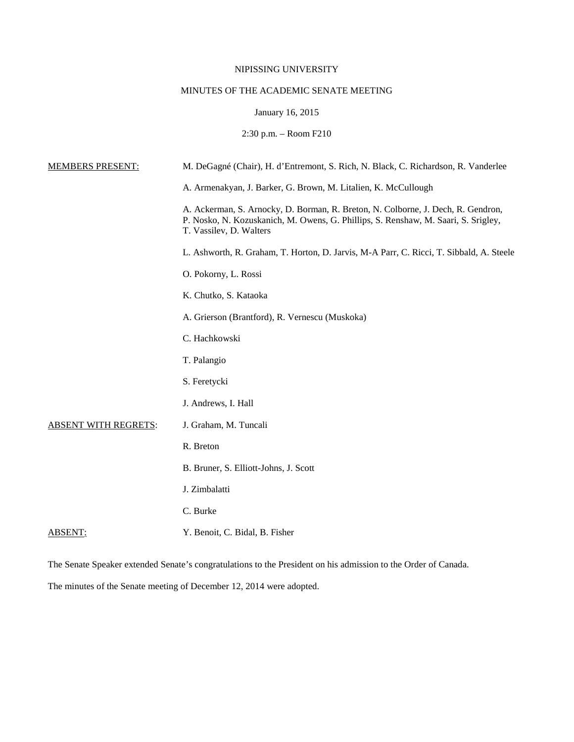NIPISSING UNIVERSITY

MINUTES OF THE ACADEMIC SENATE MEETING

January 16, 2015

2:30 p.m. – Room F210

| | |
|---|---|
| MEMBERS PRESENT: | M. DeGagné (Chair), H. d'Entremont, S. Rich, N. Black, C. Richardson, R. Vanderlee |
| | A. Armenakyan, J. Barker, G. Brown, M. Litalien, K. McCullough |
| | A. Ackerman, S. Arnocky, D. Borman, R. Breton, N. Colborne, J. Dech, R. Gendron, P. Nosko, N. Kozuskanich, M. Owens, G. Phillips, S. Renshaw, M. Saari, S. Srigley, T. Vassilev, D. Walters |
| | L. Ashworth, R. Graham, T. Horton, D. Jarvis, M-A Parr, C. Ricci, T. Sibbald, A. Steele |
| | O. Pokorny, L. Rossi |
| | K. Chutko, S. Kataoka |
| | A. Grierson (Brantford), R. Vernescu (Muskoka) |
| | C. Hachkowski |
| | T. Palangio |
| | S. Feretycki |
| | J. Andrews, I. Hall |
| ABSENT WITH REGRETS: | J. Graham, M. Tuncali |
| | R. Breton |
| | B. Bruner, S. Elliott-Johns, J. Scott |
| | J. Zimbalatti |
| | C. Burke |
| ABSENT; | Y. Benoit, C. Bidal, B. Fisher |

The Senate Speaker extended Senate's congratulations to the President on his admission to the Order of Canada.

The minutes of the Senate meeting of December 12, 2014 were adopted.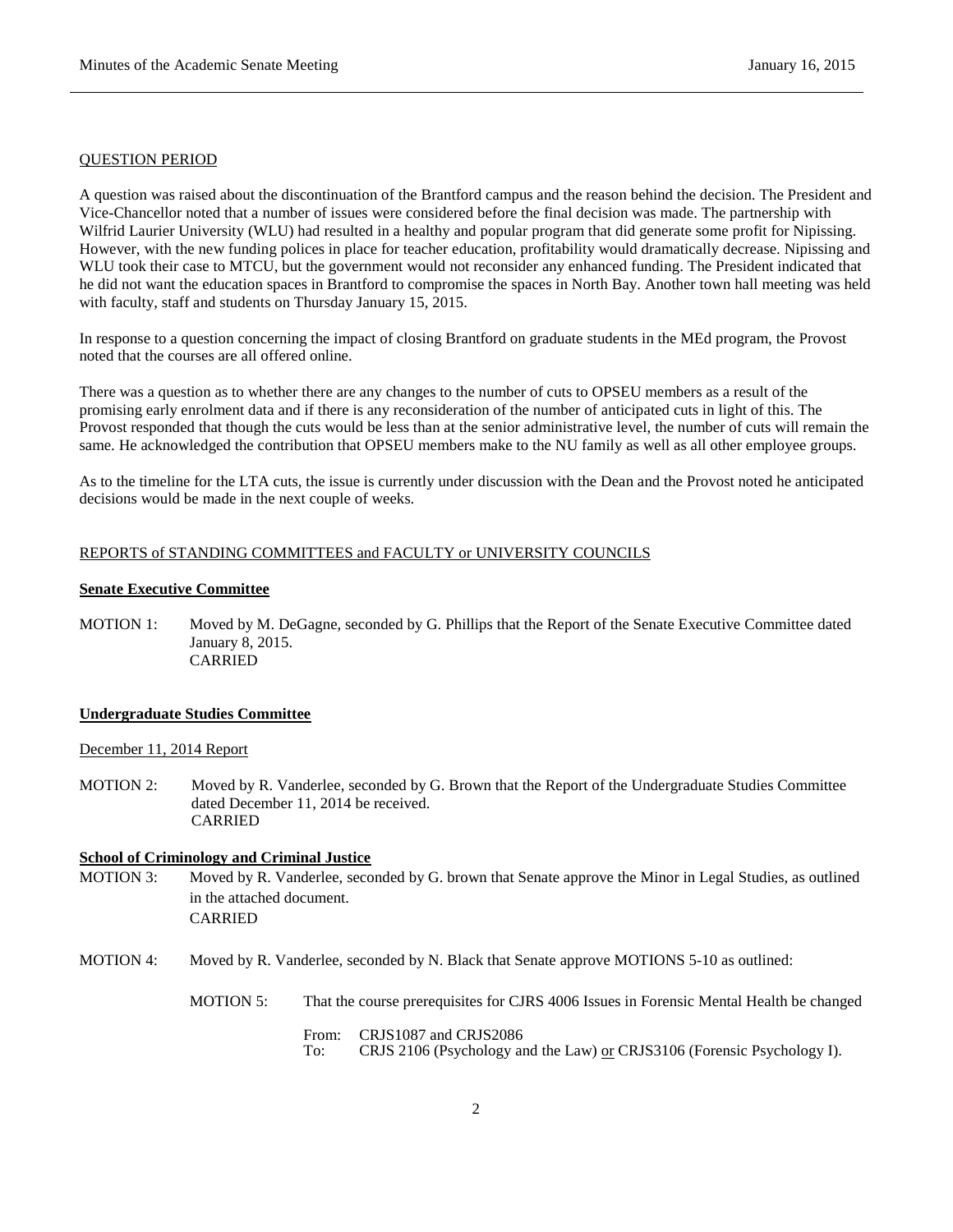QUESTION PERIOD

A question was raised about the discontinuation of the Brantford campus and the reason behind the decision. The President and Vice-Chancellor noted that a number of issues were considered before the final decision was made. The partnership with Wilfrid Laurier University (WLU) had resulted in a healthy and popular program that did generate some profit for Nipissing. However, with the new funding polices in place for teacher education, profitability would dramatically decrease. Nipissing and WLU took their case to MTCU, but the government would not reconsider any enhanced funding. The President indicated that he did not want the education spaces in Brantford to compromise the spaces in North Bay. Another town hall meeting was held with faculty, staff and students on Thursday January 15, 2015.

In response to a question concerning the impact of closing Brantford on graduate students in the MEd program, the Provost noted that the courses are all offered online.

There was a question as to whether there are any changes to the number of cuts to OPSEU members as a result of the promising early enrolment data and if there is any reconsideration of the number of anticipated cuts in light of this. The Provost responded that though the cuts would be less than at the senior administrative level, the number of cuts will remain the same. He acknowledged the contribution that OPSEU members make to the NU family as well as all other employee groups.

As to the timeline for the LTA cuts, the issue is currently under discussion with the Dean and the Provost noted he anticipated decisions would be made in the next couple of weeks.

REPORTS of STANDING COMMITTEES and FACULTY or UNIVERSITY COUNCILS

**Senate Executive Committee**

MOTION 1: Moved by M. DeGagne, seconded by G. Phillips that the Report of the Senate Executive Committee dated January 8, 2015.
CARRIED

**Undergraduate Studies Committee**

December 11, 2014 Report

MOTION 2: Moved by R. Vanderlee, seconded by G. Brown that the Report of the Undergraduate Studies Committee dated December 11, 2014 be received.
CARRIED

**School of Criminology and Criminal Justice**

MOTION 3: Moved by R. Vanderlee, seconded by G. brown that Senate approve the Minor in Legal Studies, as outlined in the attached document.
CARRIED

MOTION 4: Moved by R. Vanderlee, seconded by N. Black that Senate approve MOTIONS 5-10 as outlined:

MOTION 5: That the course prerequisites for CJRS 4006 Issues in Forensic Mental Health be changed

From: CRJS1087 and CRJS2086
To: CRJS 2106 (Psychology and the Law) or CRJS3106 (Forensic Psychology I).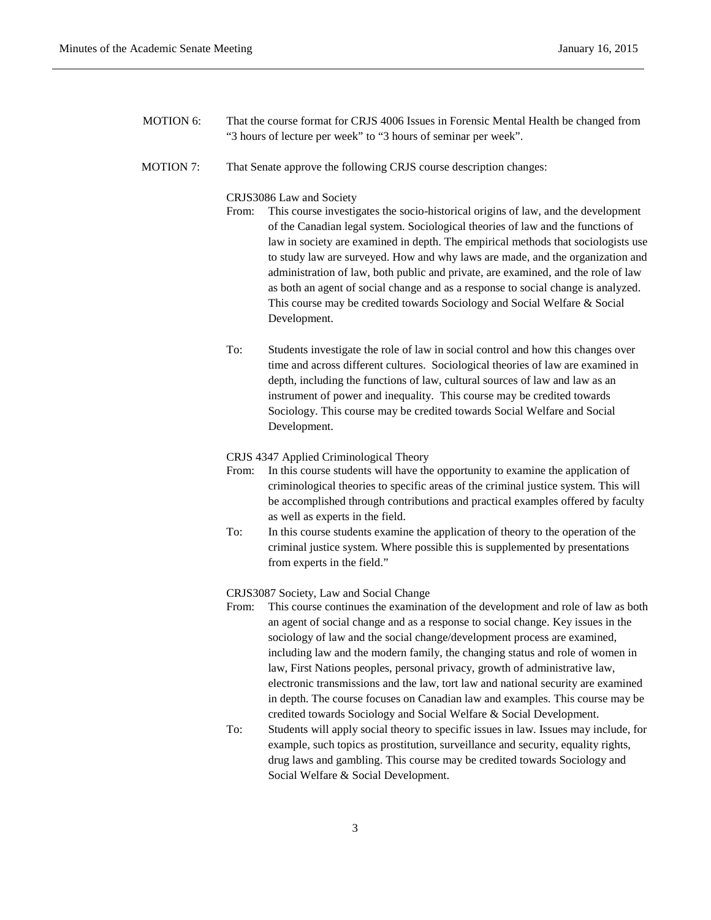MOTION 6: That the course format for CRJS 4006 Issues in Forensic Mental Health be changed from "3 hours of lecture per week" to "3 hours of seminar per week".

MOTION 7: That Senate approve the following CRJS course description changes:

CRJS3086 Law and Society

From: This course investigates the socio-historical origins of law, and the development of the Canadian legal system. Sociological theories of law and the functions of law in society are examined in depth. The empirical methods that sociologists use to study law are surveyed. How and why laws are made, and the organization and administration of law, both public and private, are examined, and the role of law as both an agent of social change and as a response to social change is analyzed. This course may be credited towards Sociology and Social Welfare & Social Development.

To: Students investigate the role of law in social control and how this changes over time and across different cultures. Sociological theories of law are examined in depth, including the functions of law, cultural sources of law and law as an instrument of power and inequality. This course may be credited towards Sociology. This course may be credited towards Social Welfare and Social Development.

CRJS 4347 Applied Criminological Theory

From: In this course students will have the opportunity to examine the application of criminological theories to specific areas of the criminal justice system. This will be accomplished through contributions and practical examples offered by faculty as well as experts in the field.

To: In this course students examine the application of theory to the operation of the criminal justice system. Where possible this is supplemented by presentations from experts in the field."

CRJS3087 Society, Law and Social Change

From: This course continues the examination of the development and role of law as both an agent of social change and as a response to social change. Key issues in the sociology of law and the social change/development process are examined, including law and the modern family, the changing status and role of women in law, First Nations peoples, personal privacy, growth of administrative law, electronic transmissions and the law, tort law and national security are examined in depth. The course focuses on Canadian law and examples. This course may be credited towards Sociology and Social Welfare & Social Development.

To: Students will apply social theory to specific issues in law. Issues may include, for example, such topics as prostitution, surveillance and security, equality rights, drug laws and gambling. This course may be credited towards Sociology and Social Welfare & Social Development.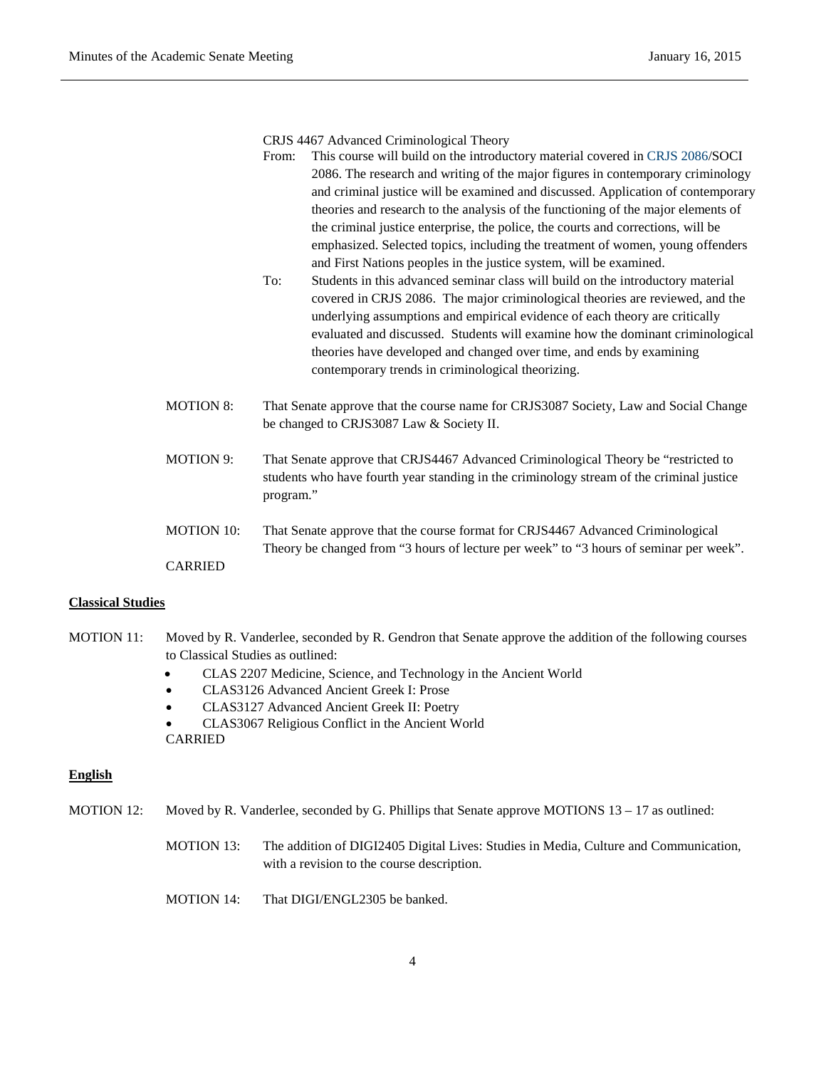CRJS 4467 Advanced Criminological Theory

From: This course will build on the introductory material covered in CRJS 2086/SOCI 2086. The research and writing of the major figures in contemporary criminology and criminal justice will be examined and discussed. Application of contemporary theories and research to the analysis of the functioning of the major elements of the criminal justice enterprise, the police, the courts and corrections, will be emphasized. Selected topics, including the treatment of women, young offenders and First Nations peoples in the justice system, will be examined.

To: Students in this advanced seminar class will build on the introductory material covered in CRJS 2086. The major criminological theories are reviewed, and the underlying assumptions and empirical evidence of each theory are critically evaluated and discussed. Students will examine how the dominant criminological theories have developed and changed over time, and ends by examining contemporary trends in criminological theorizing.

MOTION 8: That Senate approve that the course name for CRJS3087 Society, Law and Social Change be changed to CRJS3087 Law & Society II.

MOTION 9: That Senate approve that CRJS4467 Advanced Criminological Theory be "restricted to students who have fourth year standing in the criminology stream of the criminal justice program."

MOTION 10: That Senate approve that the course format for CRJS4467 Advanced Criminological Theory be changed from "3 hours of lecture per week" to "3 hours of seminar per week".

CARRIED

**Classical Studies**

MOTION 11: Moved by R. Vanderlee, seconded by R. Gendron that Senate approve the addition of the following courses to Classical Studies as outlined:

- CLAS 2207 Medicine, Science, and Technology in the Ancient World
- CLAS3126 Advanced Ancient Greek I: Prose
- CLAS3127 Advanced Ancient Greek II: Poetry
- CLAS3067 Religious Conflict in the Ancient World

CARRIED

**English**

MOTION 12: Moved by R. Vanderlee, seconded by G. Phillips that Senate approve MOTIONS 13 – 17 as outlined:

MOTION 13: The addition of DIGI2405 Digital Lives: Studies in Media, Culture and Communication, with a revision to the course description.

MOTION 14: That DIGI/ENGL2305 be banked.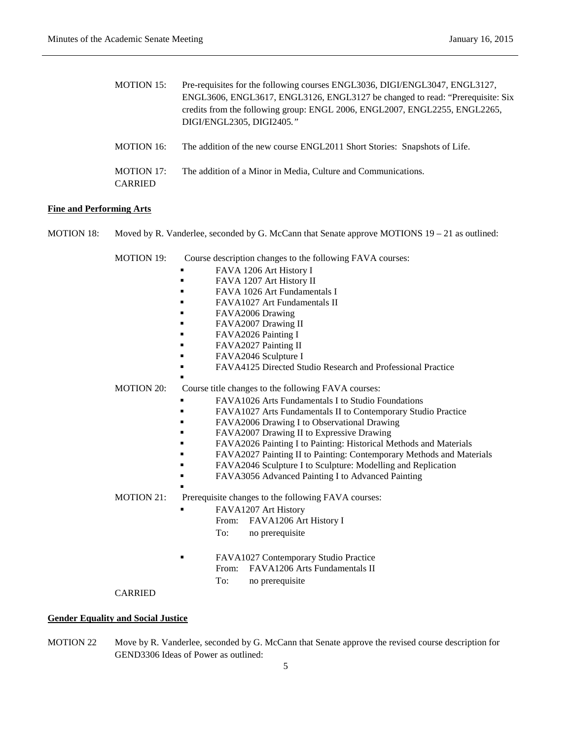MOTION 15: Pre-requisites for the following courses ENGL3036, DIGI/ENGL3047, ENGL3127, ENGL3606, ENGL3617, ENGL3126, ENGL3127 be changed to read: "Prerequisite: Six credits from the following group: ENGL 2006, ENGL2007, ENGL2255, ENGL2265, DIGI/ENGL2305, DIGI2405."

MOTION 16: The addition of the new course ENGL2011 Short Stories: Snapshots of Life.

MOTION 17: The addition of a Minor in Media, Culture and Communications.

CARRIED

**Fine and Performing Arts**

MOTION 18: Moved by R. Vanderlee, seconded by G. McCann that Senate approve MOTIONS 19 – 21 as outlined:

MOTION 19: Course description changes to the following FAVA courses:

- FAVA 1206 Art History I
- FAVA 1207 Art History II
- FAVA 1026 Art Fundamentals I
- FAVA1027 Art Fundamentals II
- FAVA2006 Drawing
- FAVA2007 Drawing II
- FAVA2026 Painting I
- FAVA2027 Painting II
- FAVA2046 Sculpture I
- FAVA4125 Directed Studio Research and Professional Practice

MOTION 20: Course title changes to the following FAVA courses:

- FAVA1026 Arts Fundamentals I to Studio Foundations
- FAVA1027 Arts Fundamentals II to Contemporary Studio Practice
- FAVA2006 Drawing I to Observational Drawing
- FAVA2007 Drawing II to Expressive Drawing
- FAVA2026 Painting I to Painting: Historical Methods and Materials
- FAVA2027 Painting II to Painting: Contemporary Methods and Materials
- FAVA2046 Sculpture I to Sculpture: Modelling and Replication
- FAVA3056 Advanced Painting I to Advanced Painting

MOTION 21: Prerequisite changes to the following FAVA courses:

- FAVA1207 Art History
  From: FAVA1206 Art History I
  To: no prerequisite

- FAVA1027 Contemporary Studio Practice
  From: FAVA1206 Arts Fundamentals II
  To: no prerequisite

CARRIED

**Gender Equality and Social Justice**

MOTION 22 Move by R. Vanderlee, seconded by G. McCann that Senate approve the revised course description for GEND3306 Ideas of Power as outlined: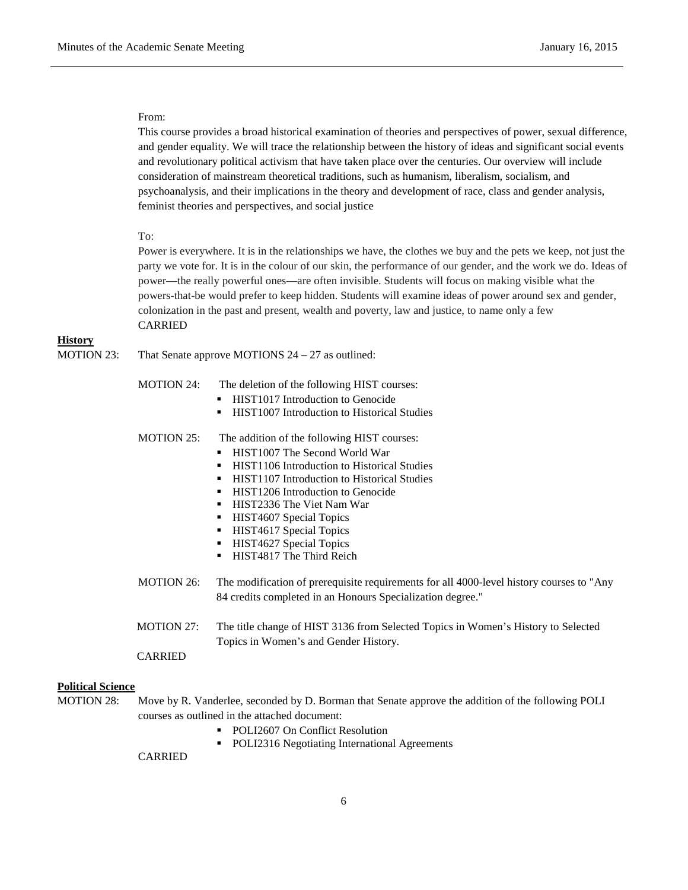From:

This course provides a broad historical examination of theories and perspectives of power, sexual difference, and gender equality. We will trace the relationship between the history of ideas and significant social events and revolutionary political activism that have taken place over the centuries. Our overview will include consideration of mainstream theoretical traditions, such as humanism, liberalism, socialism, and psychoanalysis, and their implications in the theory and development of race, class and gender analysis, feminist theories and perspectives, and social justice

To:

Power is everywhere. It is in the relationships we have, the clothes we buy and the pets we keep, not just the party we vote for. It is in the colour of our skin, the performance of our gender, and the work we do. Ideas of power—the really powerful ones—are often invisible. Students will focus on making visible what the powers-that-be would prefer to keep hidden. Students will examine ideas of power around sex and gender, colonization in the past and present, wealth and poverty, law and justice, to name only a few

CARRIED

**History**

MOTION 23: That Senate approve MOTIONS 24 – 27 as outlined:

MOTION 24: The deletion of the following HIST courses:

- HIST1017 Introduction to Genocide
- HIST1007 Introduction to Historical Studies

MOTION 25: The addition of the following HIST courses:

- HIST1007 The Second World War
- HIST1106 Introduction to Historical Studies
- HIST1107 Introduction to Historical Studies
- HIST1206 Introduction to Genocide
- HIST2336 The Viet Nam War
- HIST4607 Special Topics
- HIST4617 Special Topics
- HIST4627 Special Topics
- HIST4817 The Third Reich

MOTION 26: The modification of prerequisite requirements for all 4000-level history courses to "Any 84 credits completed in an Honours Specialization degree."

MOTION 27: The title change of HIST 3136 from Selected Topics in Women's History to Selected Topics in Women's and Gender History.

CARRIED

**Political Science**

MOTION 28: Move by R. Vanderlee, seconded by D. Borman that Senate approve the addition of the following POLI courses as outlined in the attached document:

- POLI2607 On Conflict Resolution
- POLI2316 Negotiating International Agreements

CARRIED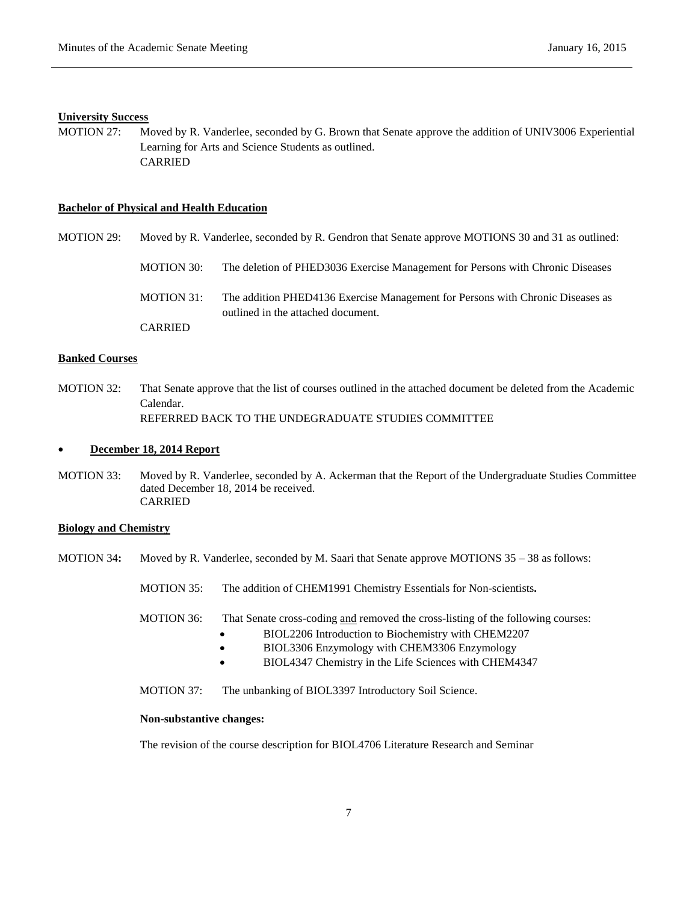**University Success**

MOTION 27: Moved by R. Vanderlee, seconded by G. Brown that Senate approve the addition of UNIV3006 Experiential Learning for Arts and Science Students as outlined.
CARRIED

**Bachelor of Physical and Health Education**

MOTION 29: Moved by R. Vanderlee, seconded by R. Gendron that Senate approve MOTIONS 30 and 31 as outlined:

MOTION 30: The deletion of PHED3036 Exercise Management for Persons with Chronic Diseases

MOTION 31: The addition PHED4136 Exercise Management for Persons with Chronic Diseases as outlined in the attached document.

CARRIED

**Banked Courses**

MOTION 32: That Senate approve that the list of courses outlined in the attached document be deleted from the Academic Calendar.
REFERRED BACK TO THE UNDEGRADUATE STUDIES COMMITTEE

- **December 18, 2014 Report**

MOTION 33: Moved by R. Vanderlee, seconded by A. Ackerman that the Report of the Undergraduate Studies Committee dated December 18, 2014 be received.
CARRIED

**Biology and Chemistry**

MOTION 34**:** Moved by R. Vanderlee, seconded by M. Saari that Senate approve MOTIONS 35 – 38 as follows:

MOTION 35: The addition of CHEM1991 Chemistry Essentials for Non-scientists**.**

MOTION 36: That Senate cross-coding and removed the cross-listing of the following courses:

- BIOL2206 Introduction to Biochemistry with CHEM2207
- BIOL3306 Enzymology with CHEM3306 Enzymology
- BIOL4347 Chemistry in the Life Sciences with CHEM4347

MOTION 37: The unbanking of BIOL3397 Introductory Soil Science.

**Non-substantive changes:**

The revision of the course description for BIOL4706 Literature Research and Seminar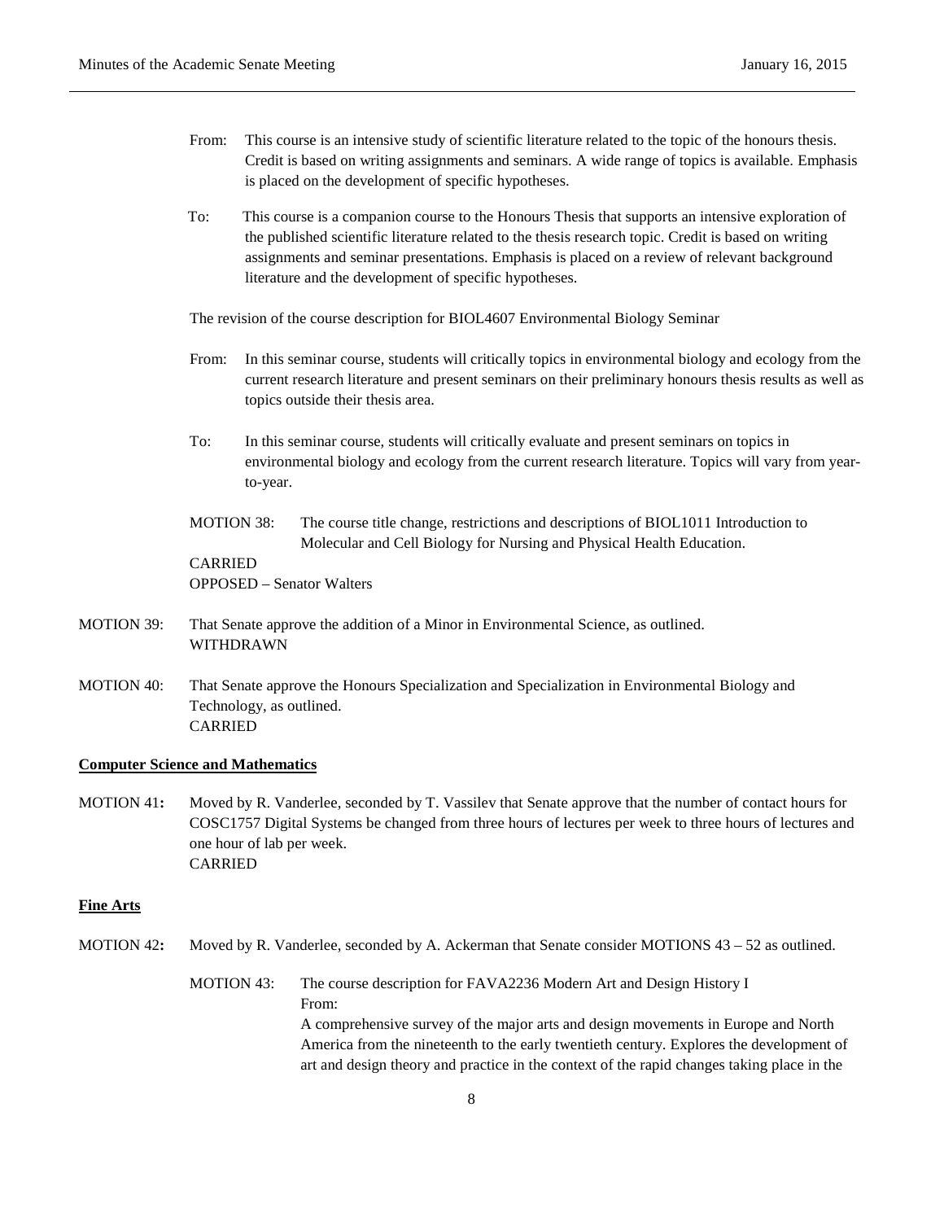From: This course is an intensive study of scientific literature related to the topic of the honours thesis. Credit is based on writing assignments and seminars. A wide range of topics is available. Emphasis is placed on the development of specific hypotheses.

To: This course is a companion course to the Honours Thesis that supports an intensive exploration of the published scientific literature related to the thesis research topic. Credit is based on writing assignments and seminar presentations. Emphasis is placed on a review of relevant background literature and the development of specific hypotheses.

The revision of the course description for BIOL4607 Environmental Biology Seminar

From: In this seminar course, students will critically topics in environmental biology and ecology from the current research literature and present seminars on their preliminary honours thesis results as well as topics outside their thesis area.

To: In this seminar course, students will critically evaluate and present seminars on topics in environmental biology and ecology from the current research literature. Topics will vary from year-to-year.

MOTION 38: The course title change, restrictions and descriptions of BIOL1011 Introduction to Molecular and Cell Biology for Nursing and Physical Health Education.
CARRIED
OPPOSED – Senator Walters

MOTION 39: That Senate approve the addition of a Minor in Environmental Science, as outlined.
WITHDRAWN

MOTION 40: That Senate approve the Honours Specialization and Specialization in Environmental Biology and Technology, as outlined.
CARRIED

**Computer Science and Mathematics**

**MOTION 41:** Moved by R. Vanderlee, seconded by T. Vassilev that Senate approve that the number of contact hours for COSC1757 Digital Systems be changed from three hours of lectures per week to three hours of lectures and one hour of lab per week.
CARRIED

**Fine Arts**

**MOTION 42:** Moved by R. Vanderlee, seconded by A. Ackerman that Senate consider MOTIONS 43 – 52 as outlined.

MOTION 43: The course description for FAVA2236 Modern Art and Design History I
From:
A comprehensive survey of the major arts and design movements in Europe and North America from the nineteenth to the early twentieth century. Explores the development of art and design theory and practice in the context of the rapid changes taking place in the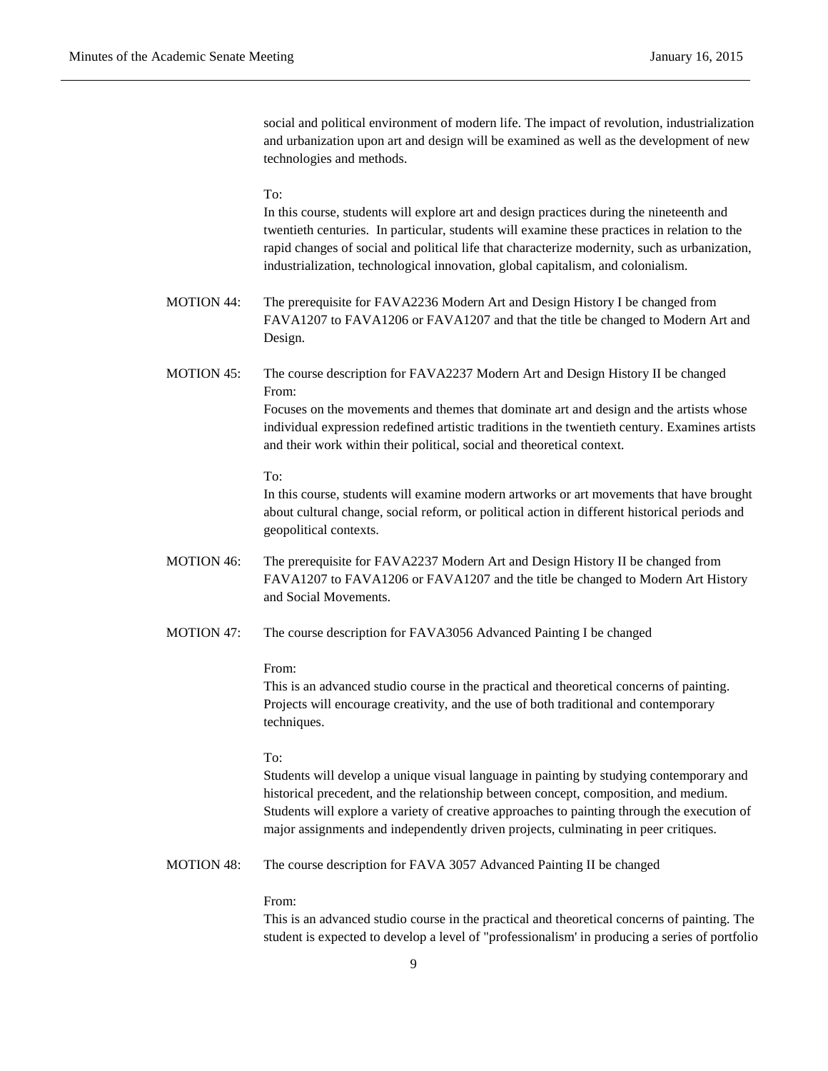social and political environment of modern life. The impact of revolution, industrialization and urbanization upon art and design will be examined as well as the development of new technologies and methods.

To:
In this course, students will explore art and design practices during the nineteenth and twentieth centuries. In particular, students will examine these practices in relation to the rapid changes of social and political life that characterize modernity, such as urbanization, industrialization, technological innovation, global capitalism, and colonialism.

MOTION 44: The prerequisite for FAVA2236 Modern Art and Design History I be changed from FAVA1207 to FAVA1206 or FAVA1207 and that the title be changed to Modern Art and Design.

MOTION 45: The course description for FAVA2237 Modern Art and Design History II be changed From:
Focuses on the movements and themes that dominate art and design and the artists whose individual expression redefined artistic traditions in the twentieth century. Examines artists and their work within their political, social and theoretical context.

To:
In this course, students will examine modern artworks or art movements that have brought about cultural change, social reform, or political action in different historical periods and geopolitical contexts.

MOTION 46: The prerequisite for FAVA2237 Modern Art and Design History II be changed from FAVA1207 to FAVA1206 or FAVA1207 and the title be changed to Modern Art History and Social Movements.

MOTION 47: The course description for FAVA3056 Advanced Painting I be changed

From:
This is an advanced studio course in the practical and theoretical concerns of painting. Projects will encourage creativity, and the use of both traditional and contemporary techniques.

To:
Students will develop a unique visual language in painting by studying contemporary and historical precedent, and the relationship between concept, composition, and medium. Students will explore a variety of creative approaches to painting through the execution of major assignments and independently driven projects, culminating in peer critiques.

MOTION 48: The course description for FAVA 3057 Advanced Painting II be changed

From:
This is an advanced studio course in the practical and theoretical concerns of painting. The student is expected to develop a level of "professionalism' in producing a series of portfolio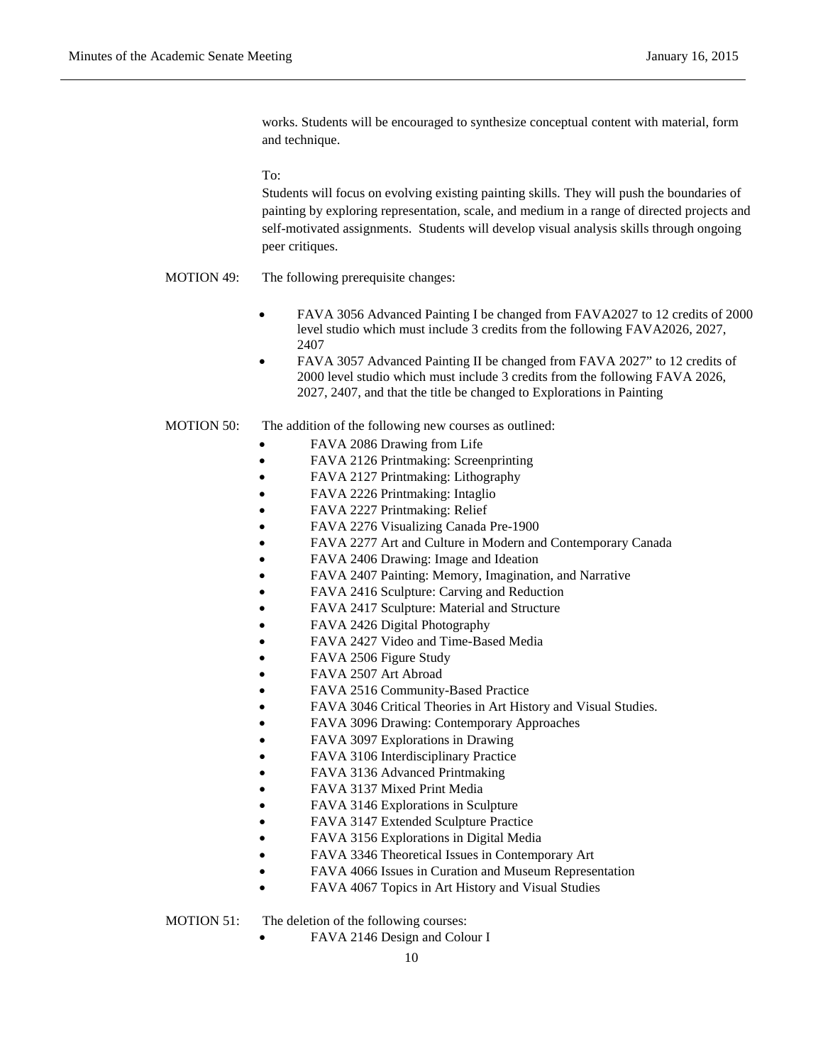works. Students will be encouraged to synthesize conceptual content with material, form and technique.

To:
Students will focus on evolving existing painting skills. They will push the boundaries of painting by exploring representation, scale, and medium in a range of directed projects and self-motivated assignments. Students will develop visual analysis skills through ongoing peer critiques.

MOTION 49: The following prerequisite changes:

- FAVA 3056 Advanced Painting I be changed from FAVA2027 to 12 credits of 2000 level studio which must include 3 credits from the following FAVA2026, 2027, 2407
- FAVA 3057 Advanced Painting II be changed from FAVA 2027" to 12 credits of 2000 level studio which must include 3 credits from the following FAVA 2026, 2027, 2407, and that the title be changed to Explorations in Painting

MOTION 50: The addition of the following new courses as outlined:

- FAVA 2086 Drawing from Life
- FAVA 2126 Printmaking: Screenprinting
- FAVA 2127 Printmaking: Lithography
- FAVA 2226 Printmaking: Intaglio
- FAVA 2227 Printmaking: Relief
- FAVA 2276 Visualizing Canada Pre-1900
- FAVA 2277 Art and Culture in Modern and Contemporary Canada
- FAVA 2406 Drawing: Image and Ideation
- FAVA 2407 Painting: Memory, Imagination, and Narrative
- FAVA 2416 Sculpture: Carving and Reduction
- FAVA 2417 Sculpture: Material and Structure
- FAVA 2426 Digital Photography
- FAVA 2427 Video and Time-Based Media
- FAVA 2506 Figure Study
- FAVA 2507 Art Abroad
- FAVA 2516 Community-Based Practice
- FAVA 3046 Critical Theories in Art History and Visual Studies.
- FAVA 3096 Drawing: Contemporary Approaches
- FAVA 3097 Explorations in Drawing
- FAVA 3106 Interdisciplinary Practice
- FAVA 3136 Advanced Printmaking
- FAVA 3137 Mixed Print Media
- FAVA 3146 Explorations in Sculpture
- FAVA 3147 Extended Sculpture Practice
- FAVA 3156 Explorations in Digital Media
- FAVA 3346 Theoretical Issues in Contemporary Art
- FAVA 4066 Issues in Curation and Museum Representation
- FAVA 4067 Topics in Art History and Visual Studies

MOTION 51: The deletion of the following courses:

- FAVA 2146 Design and Colour I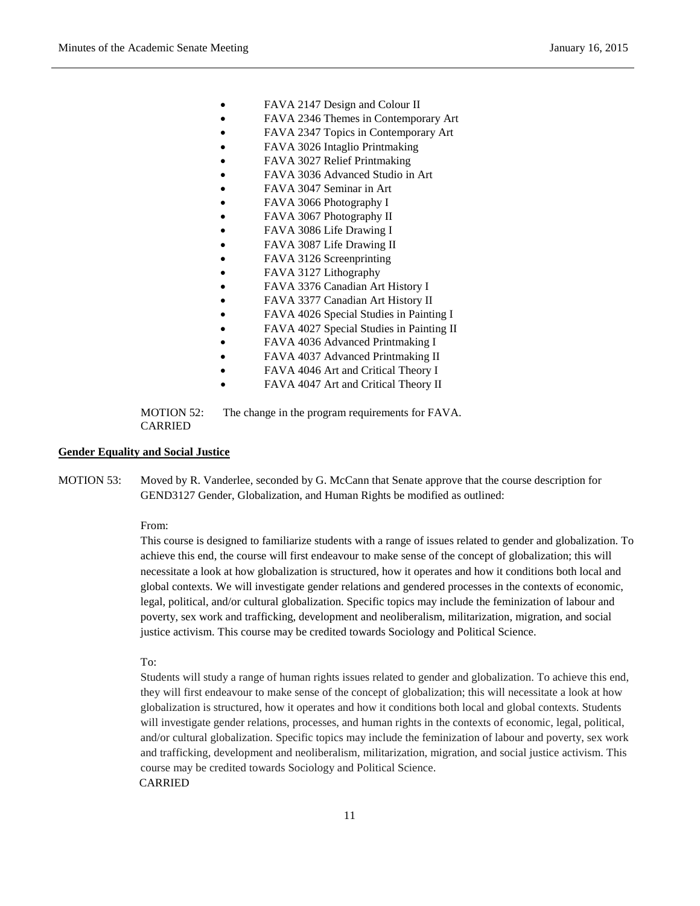- FAVA 2147 Design and Colour II
- FAVA 2346 Themes in Contemporary Art
- FAVA 2347 Topics in Contemporary Art
- FAVA 3026 Intaglio Printmaking
- FAVA 3027 Relief Printmaking
- FAVA 3036 Advanced Studio in Art
- FAVA 3047 Seminar in Art
- FAVA 3066 Photography I
- FAVA 3067 Photography II
- FAVA 3086 Life Drawing I
- FAVA 3087 Life Drawing II
- FAVA 3126 Screenprinting
- FAVA 3127 Lithography
- FAVA 3376 Canadian Art History I
- FAVA 3377 Canadian Art History II
- FAVA 4026 Special Studies in Painting I
- FAVA 4027 Special Studies in Painting II
- FAVA 4036 Advanced Printmaking I
- FAVA 4037 Advanced Printmaking II
- FAVA 4046 Art and Critical Theory I
- FAVA 4047 Art and Critical Theory II

MOTION 52: The change in the program requirements for FAVA.
CARRIED

**Gender Equality and Social Justice**

MOTION 53: Moved by R. Vanderlee, seconded by G. McCann that Senate approve that the course description for GEND3127 Gender, Globalization, and Human Rights be modified as outlined:

From:
This course is designed to familiarize students with a range of issues related to gender and globalization. To achieve this end, the course will first endeavour to make sense of the concept of globalization; this will necessitate a look at how globalization is structured, how it operates and how it conditions both local and global contexts. We will investigate gender relations and gendered processes in the contexts of economic, legal, political, and/or cultural globalization. Specific topics may include the feminization of labour and poverty, sex work and trafficking, development and neoliberalism, militarization, migration, and social justice activism. This course may be credited towards Sociology and Political Science.

To:
Students will study a range of human rights issues related to gender and globalization. To achieve this end, they will first endeavour to make sense of the concept of globalization; this will necessitate a look at how globalization is structured, how it operates and how it conditions both local and global contexts. Students will investigate gender relations, processes, and human rights in the contexts of economic, legal, political, and/or cultural globalization. Specific topics may include the feminization of labour and poverty, sex work and trafficking, development and neoliberalism, militarization, migration, and social justice activism. This course may be credited towards Sociology and Political Science.
CARRIED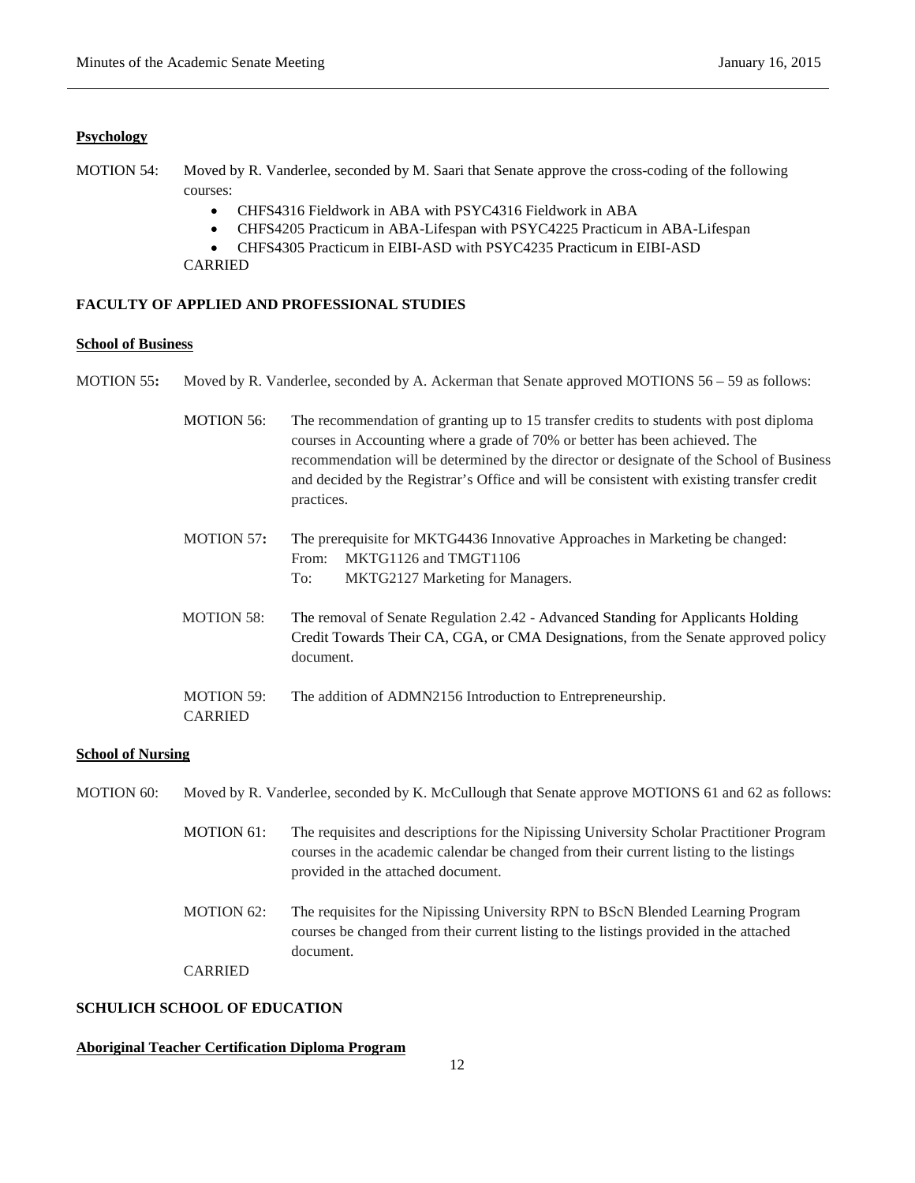**Psychology**

MOTION 54: Moved by R. Vanderlee, seconded by M. Saari that Senate approve the cross-coding of the following courses:

- CHFS4316 Fieldwork in ABA with PSYC4316 Fieldwork in ABA
- CHFS4205 Practicum in ABA-Lifespan with PSYC4225 Practicum in ABA-Lifespan
- CHFS4305 Practicum in EIBI-ASD with PSYC4235 Practicum in EIBI-ASD

CARRIED

**FACULTY OF APPLIED AND PROFESSIONAL STUDIES**

**School of Business**

MOTION 55**:** Moved by R. Vanderlee, seconded by A. Ackerman that Senate approved MOTIONS 56 – 59 as follows:

MOTION 56: The recommendation of granting up to 15 transfer credits to students with post diploma courses in Accounting where a grade of 70% or better has been achieved. The recommendation will be determined by the director or designate of the School of Business and decided by the Registrar's Office and will be consistent with existing transfer credit practices.

MOTION 57**:** The prerequisite for MKTG4436 Innovative Approaches in Marketing be changed:
From: MKTG1126 and TMGT1106
To: MKTG2127 Marketing for Managers.

MOTION 58: The removal of Senate Regulation 2.42 - Advanced Standing for Applicants Holding Credit Towards Their CA, CGA, or CMA Designations, from the Senate approved policy document.

MOTION 59: The addition of ADMN2156 Introduction to Entrepreneurship.

CARRIED

**School of Nursing**

MOTION 60: Moved by R. Vanderlee, seconded by K. McCullough that Senate approve MOTIONS 61 and 62 as follows:

MOTION 61: The requisites and descriptions for the Nipissing University Scholar Practitioner Program courses in the academic calendar be changed from their current listing to the listings provided in the attached document.

MOTION 62: The requisites for the Nipissing University RPN to BScN Blended Learning Program courses be changed from their current listing to the listings provided in the attached document.

CARRIED

**SCHULICH SCHOOL OF EDUCATION**

**Aboriginal Teacher Certification Diploma Program**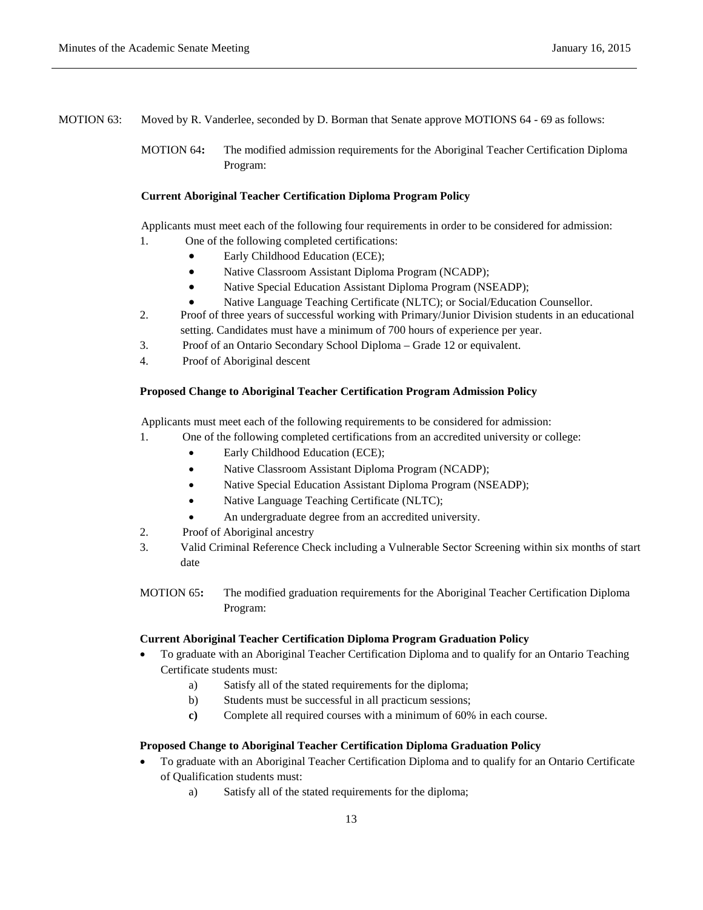MOTION 63: Moved by R. Vanderlee, seconded by D. Borman that Senate approve MOTIONS 64 - 69 as follows:

MOTION 64**:** The modified admission requirements for the Aboriginal Teacher Certification Diploma Program:

**Current Aboriginal Teacher Certification Diploma Program Policy**

Applicants must meet each of the following four requirements in order to be considered for admission:

1. One of the following completed certifications:
   - Early Childhood Education (ECE);
   - Native Classroom Assistant Diploma Program (NCADP);
   - Native Special Education Assistant Diploma Program (NSEADP);
   - Native Language Teaching Certificate (NLTC); or Social/Education Counsellor.
2. Proof of three years of successful working with Primary/Junior Division students in an educational setting. Candidates must have a minimum of 700 hours of experience per year.
3. Proof of an Ontario Secondary School Diploma – Grade 12 or equivalent.
4. Proof of Aboriginal descent

**Proposed Change to Aboriginal Teacher Certification Program Admission Policy**

Applicants must meet each of the following requirements to be considered for admission:

1. One of the following completed certifications from an accredited university or college:
   - Early Childhood Education (ECE);
   - Native Classroom Assistant Diploma Program (NCADP);
   - Native Special Education Assistant Diploma Program (NSEADP);
   - Native Language Teaching Certificate (NLTC);
   - An undergraduate degree from an accredited university.
2. Proof of Aboriginal ancestry
3. Valid Criminal Reference Check including a Vulnerable Sector Screening within six months of start date

MOTION 65**:** The modified graduation requirements for the Aboriginal Teacher Certification Diploma Program:

**Current Aboriginal Teacher Certification Diploma Program Graduation Policy**

- To graduate with an Aboriginal Teacher Certification Diploma and to qualify for an Ontario Teaching Certificate students must:
  - a) Satisfy all of the stated requirements for the diploma;
  - b) Students must be successful in all practicum sessions;
  - **c)** Complete all required courses with a minimum of 60% in each course.

**Proposed Change to Aboriginal Teacher Certification Diploma Graduation Policy**

- To graduate with an Aboriginal Teacher Certification Diploma and to qualify for an Ontario Certificate of Qualification students must:
  - a) Satisfy all of the stated requirements for the diploma;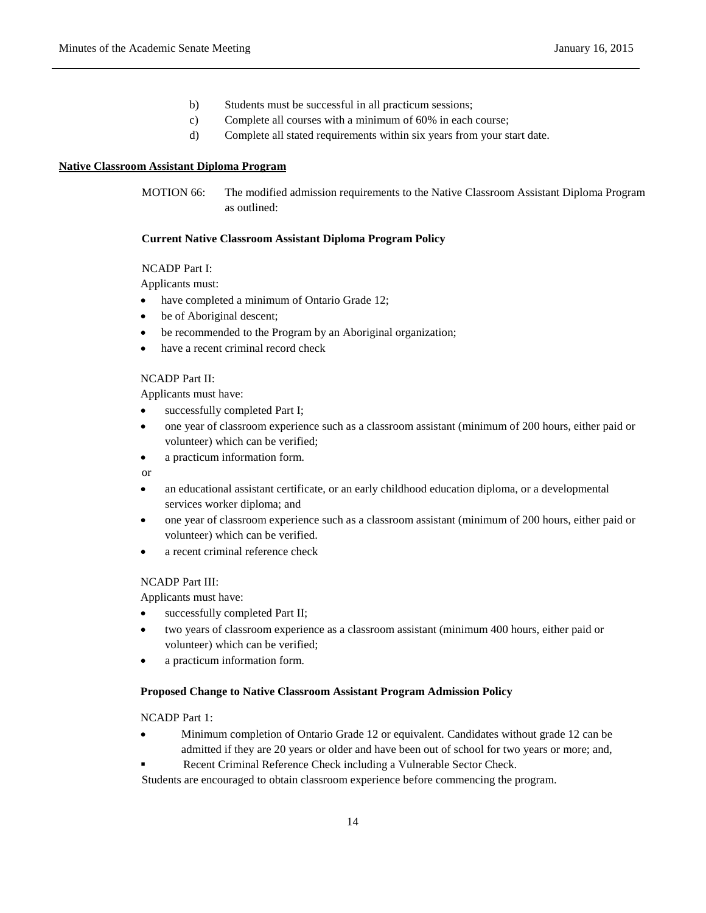b) Students must be successful in all practicum sessions;

c) Complete all courses with a minimum of 60% in each course;

d) Complete all stated requirements within six years from your start date.

## Native Classroom Assistant Diploma Program

MOTION 66: The modified admission requirements to the Native Classroom Assistant Diploma Program as outlined:

**Current Native Classroom Assistant Diploma Program Policy**

NCADP Part I:

Applicants must:

- have completed a minimum of Ontario Grade 12;
- be of Aboriginal descent;
- be recommended to the Program by an Aboriginal organization;
- have a recent criminal record check

NCADP Part II:

Applicants must have:

- successfully completed Part I;
- one year of classroom experience such as a classroom assistant (minimum of 200 hours, either paid or volunteer) which can be verified;
- a practicum information form.

or

- an educational assistant certificate, or an early childhood education diploma, or a developmental services worker diploma; and
- one year of classroom experience such as a classroom assistant (minimum of 200 hours, either paid or volunteer) which can be verified.
- a recent criminal reference check

NCADP Part III:

Applicants must have:

- successfully completed Part II;
- two years of classroom experience as a classroom assistant (minimum 400 hours, either paid or volunteer) which can be verified;
- a practicum information form.

**Proposed Change to Native Classroom Assistant Program Admission Policy**

NCADP Part 1:

- Minimum completion of Ontario Grade 12 or equivalent. Candidates without grade 12 can be admitted if they are 20 years or older and have been out of school for two years or more; and,
- Recent Criminal Reference Check including a Vulnerable Sector Check.

Students are encouraged to obtain classroom experience before commencing the program.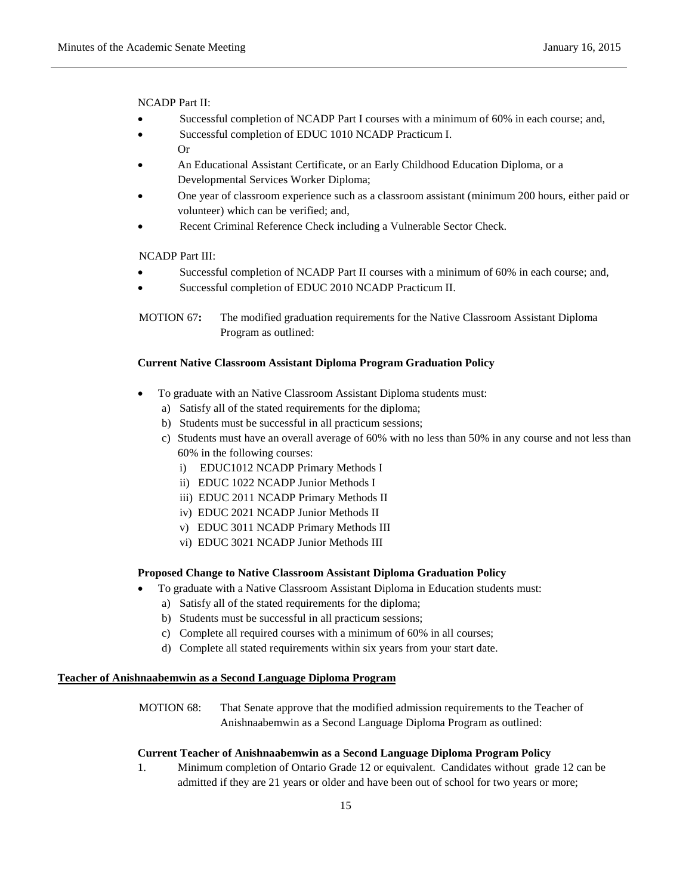NCADP Part II:

- Successful completion of NCADP Part I courses with a minimum of 60% in each course; and,
- Successful completion of EDUC 1010 NCADP Practicum I.

  Or

- An Educational Assistant Certificate, or an Early Childhood Education Diploma, or a Developmental Services Worker Diploma;
- One year of classroom experience such as a classroom assistant (minimum 200 hours, either paid or volunteer) which can be verified; and,
- Recent Criminal Reference Check including a Vulnerable Sector Check.

NCADP Part III:

- Successful completion of NCADP Part II courses with a minimum of 60% in each course; and,
- Successful completion of EDUC 2010 NCADP Practicum II.

MOTION 67**:** The modified graduation requirements for the Native Classroom Assistant Diploma Program as outlined:

**Current Native Classroom Assistant Diploma Program Graduation Policy**

- To graduate with an Native Classroom Assistant Diploma students must:
  a) Satisfy all of the stated requirements for the diploma;
  b) Students must be successful in all practicum sessions;
  c) Students must have an overall average of 60% with no less than 50% in any course and not less than 60% in the following courses:
     i) EDUC1012 NCADP Primary Methods I
     ii) EDUC 1022 NCADP Junior Methods I
     iii) EDUC 2011 NCADP Primary Methods II
     iv) EDUC 2021 NCADP Junior Methods II
     v) EDUC 3011 NCADP Primary Methods III
     vi) EDUC 3021 NCADP Junior Methods III

**Proposed Change to Native Classroom Assistant Diploma Graduation Policy**

- To graduate with a Native Classroom Assistant Diploma in Education students must:
  a) Satisfy all of the stated requirements for the diploma;
  b) Students must be successful in all practicum sessions;
  c) Complete all required courses with a minimum of 60% in all courses;
  d) Complete all stated requirements within six years from your start date.

**<u>Teacher of Anishnaabemwin as a Second Language Diploma Program</u>**

MOTION 68: That Senate approve that the modified admission requirements to the Teacher of Anishnaabemwin as a Second Language Diploma Program as outlined:

**Current Teacher of Anishnaabemwin as a Second Language Diploma Program Policy**

1. Minimum completion of Ontario Grade 12 or equivalent. Candidates without grade 12 can be admitted if they are 21 years or older and have been out of school for two years or more;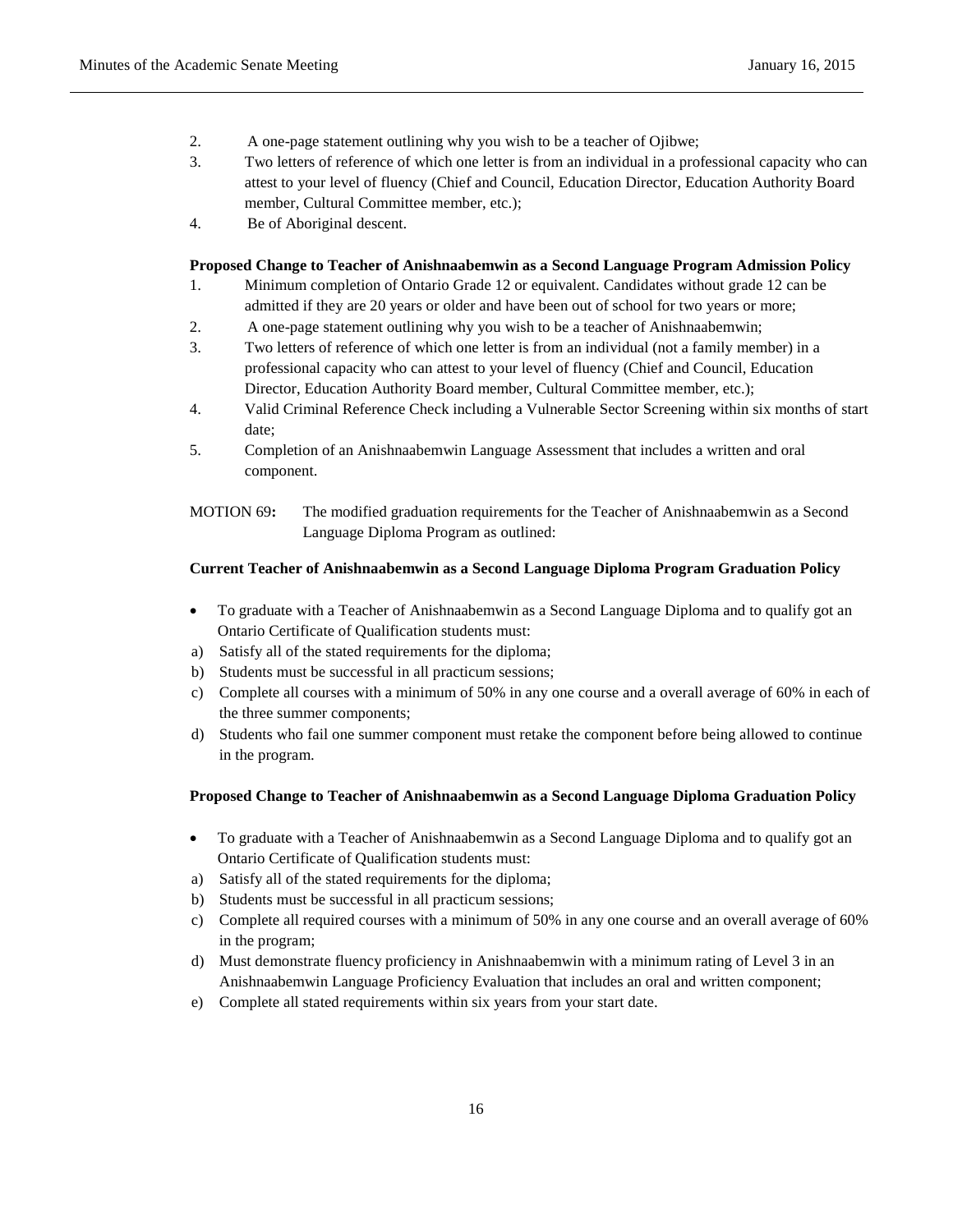2. A one-page statement outlining why you wish to be a teacher of Ojibwe;
3. Two letters of reference of which one letter is from an individual in a professional capacity who can attest to your level of fluency (Chief and Council, Education Director, Education Authority Board member, Cultural Committee member, etc.);
4. Be of Aboriginal descent.

**Proposed Change to Teacher of Anishnaabemwin as a Second Language Program Admission Policy**

1. Minimum completion of Ontario Grade 12 or equivalent. Candidates without grade 12 can be admitted if they are 20 years or older and have been out of school for two years or more;
2. A one-page statement outlining why you wish to be a teacher of Anishnaabemwin;
3. Two letters of reference of which one letter is from an individual (not a family member) in a professional capacity who can attest to your level of fluency (Chief and Council, Education Director, Education Authority Board member, Cultural Committee member, etc.);
4. Valid Criminal Reference Check including a Vulnerable Sector Screening within six months of start date;
5. Completion of an Anishnaabemwin Language Assessment that includes a written and oral component.

MOTION 69**:** The modified graduation requirements for the Teacher of Anishnaabemwin as a Second Language Diploma Program as outlined:

**Current Teacher of Anishnaabemwin as a Second Language Diploma Program Graduation Policy**

- To graduate with a Teacher of Anishnaabemwin as a Second Language Diploma and to qualify got an Ontario Certificate of Qualification students must:

a) Satisfy all of the stated requirements for the diploma;
b) Students must be successful in all practicum sessions;
c) Complete all courses with a minimum of 50% in any one course and a overall average of 60% in each of the three summer components;
d) Students who fail one summer component must retake the component before being allowed to continue in the program.

**Proposed Change to Teacher of Anishnaabemwin as a Second Language Diploma Graduation Policy**

- To graduate with a Teacher of Anishnaabemwin as a Second Language Diploma and to qualify got an Ontario Certificate of Qualification students must:

a) Satisfy all of the stated requirements for the diploma;
b) Students must be successful in all practicum sessions;
c) Complete all required courses with a minimum of 50% in any one course and an overall average of 60% in the program;
d) Must demonstrate fluency proficiency in Anishnaabemwin with a minimum rating of Level 3 in an Anishnaabemwin Language Proficiency Evaluation that includes an oral and written component;
e) Complete all stated requirements within six years from your start date.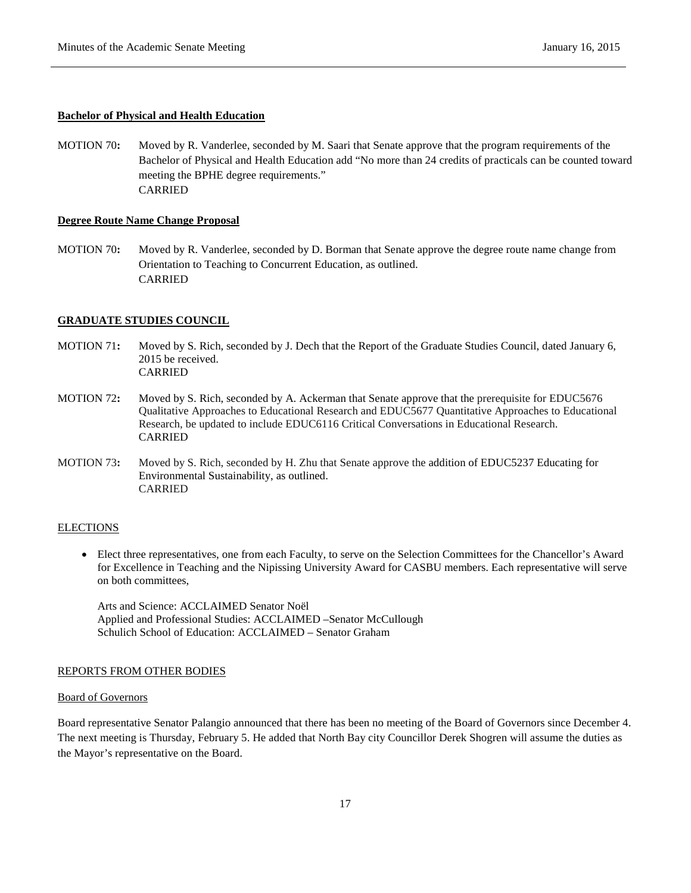**Bachelor of Physical and Health Education**

MOTION 70**:** Moved by R. Vanderlee, seconded by M. Saari that Senate approve that the program requirements of the Bachelor of Physical and Health Education add "No more than 24 credits of practicals can be counted toward meeting the BPHE degree requirements."
CARRIED

**Degree Route Name Change Proposal**

MOTION 70**:** Moved by R. Vanderlee, seconded by D. Borman that Senate approve the degree route name change from Orientation to Teaching to Concurrent Education, as outlined.
CARRIED

**GRADUATE STUDIES COUNCIL**

MOTION 71**:** Moved by S. Rich, seconded by J. Dech that the Report of the Graduate Studies Council, dated January 6, 2015 be received.
CARRIED

MOTION 72**:** Moved by S. Rich, seconded by A. Ackerman that Senate approve that the prerequisite for EDUC5676 Qualitative Approaches to Educational Research and EDUC5677 Quantitative Approaches to Educational Research, be updated to include EDUC6116 Critical Conversations in Educational Research.
CARRIED

MOTION 73**:** Moved by S. Rich, seconded by H. Zhu that Senate approve the addition of EDUC5237 Educating for Environmental Sustainability, as outlined.
CARRIED

ELECTIONS

- Elect three representatives, one from each Faculty, to serve on the Selection Committees for the Chancellor's Award for Excellence in Teaching and the Nipissing University Award for CASBU members. Each representative will serve on both committees,

  Arts and Science: ACCLAIMED Senator Noël
  Applied and Professional Studies: ACCLAIMED –Senator McCullough
  Schulich School of Education: ACCLAIMED – Senator Graham

REPORTS FROM OTHER BODIES

Board of Governors

Board representative Senator Palangio announced that there has been no meeting of the Board of Governors since December 4. The next meeting is Thursday, February 5. He added that North Bay city Councillor Derek Shogren will assume the duties as the Mayor's representative on the Board.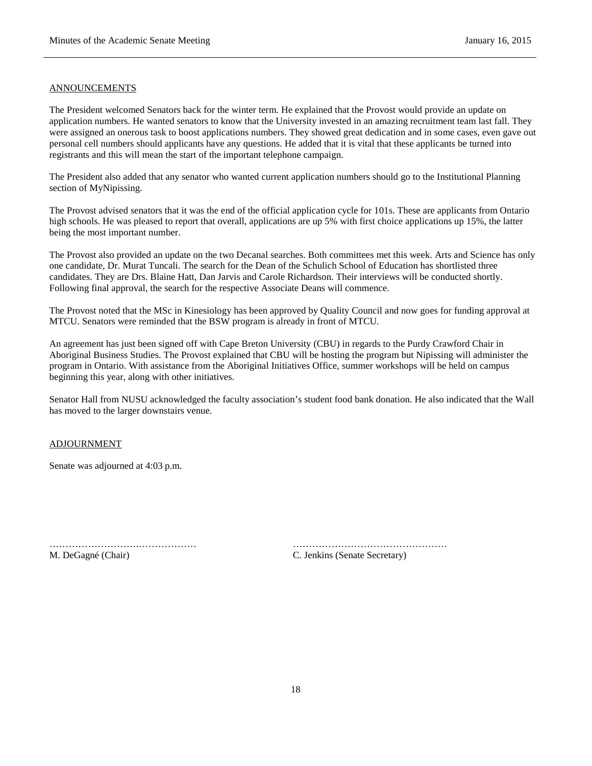## ANNOUNCEMENTS

The President welcomed Senators back for the winter term. He explained that the Provost would provide an update on application numbers. He wanted senators to know that the University invested in an amazing recruitment team last fall. They were assigned an onerous task to boost applications numbers. They showed great dedication and in some cases, even gave out personal cell numbers should applicants have any questions. He added that it is vital that these applicants be turned into registrants and this will mean the start of the important telephone campaign.

The President also added that any senator who wanted current application numbers should go to the Institutional Planning section of MyNipissing.

The Provost advised senators that it was the end of the official application cycle for 101s. These are applicants from Ontario high schools. He was pleased to report that overall, applications are up 5% with first choice applications up 15%, the latter being the most important number.

The Provost also provided an update on the two Decanal searches. Both committees met this week. Arts and Science has only one candidate, Dr. Murat Tuncali. The search for the Dean of the Schulich School of Education has shortlisted three candidates. They are Drs. Blaine Hatt, Dan Jarvis and Carole Richardson. Their interviews will be conducted shortly. Following final approval, the search for the respective Associate Deans will commence.

The Provost noted that the MSc in Kinesiology has been approved by Quality Council and now goes for funding approval at MTCU. Senators were reminded that the BSW program is already in front of MTCU.

An agreement has just been signed off with Cape Breton University (CBU) in regards to the Purdy Crawford Chair in Aboriginal Business Studies. The Provost explained that CBU will be hosting the program but Nipissing will administer the program in Ontario. With assistance from the Aboriginal Initiatives Office, summer workshops will be held on campus beginning this year, along with other initiatives.

Senator Hall from NUSU acknowledged the faculty association's student food bank donation. He also indicated that the Wall has moved to the larger downstairs venue.

## ADJOURNMENT

Senate was adjourned at 4:03 p.m.

……………………….………………  ………………………………………….

M. DeGagné (Chair)  C. Jenkins (Senate Secretary)